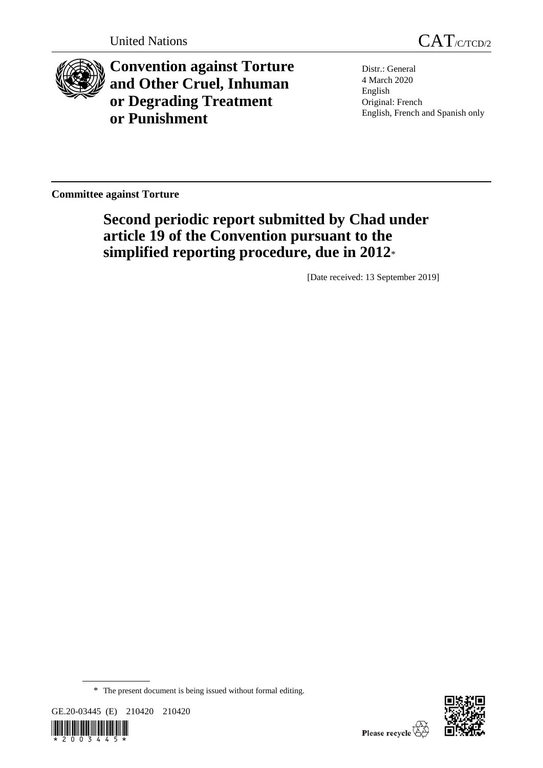United Nations

CAT/C/TCD/2

# Convention against Torture and Other Cruel, Inhuman or Degrading Treatment or Punishment

Distr.: General
4 March 2020
English
Original: French
English, French and Spanish only

**Committee against Torture**

## Second periodic report submitted by Chad under article 19 of the Convention pursuant to the simplified reporting procedure, due in 2012*

[Date received: 13 September 2019]

\* The present document is being issued without formal editing.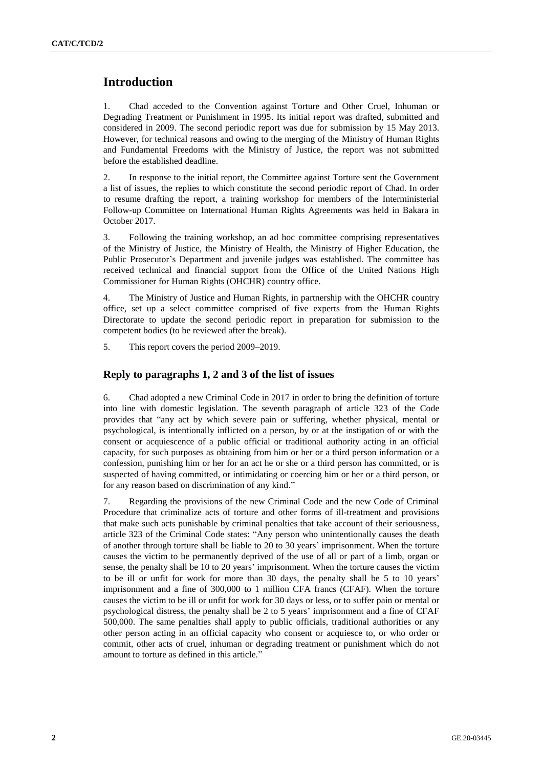# Introduction

1. Chad acceded to the Convention against Torture and Other Cruel, Inhuman or Degrading Treatment or Punishment in 1995. Its initial report was drafted, submitted and considered in 2009. The second periodic report was due for submission by 15 May 2013. However, for technical reasons and owing to the merging of the Ministry of Human Rights and Fundamental Freedoms with the Ministry of Justice, the report was not submitted before the established deadline.

2. In response to the initial report, the Committee against Torture sent the Government a list of issues, the replies to which constitute the second periodic report of Chad. In order to resume drafting the report, a training workshop for members of the Interministerial Follow-up Committee on International Human Rights Agreements was held in Bakara in October 2017.

3. Following the training workshop, an ad hoc committee comprising representatives of the Ministry of Justice, the Ministry of Health, the Ministry of Higher Education, the Public Prosecutor's Department and juvenile judges was established. The committee has received technical and financial support from the Office of the United Nations High Commissioner for Human Rights (OHCHR) country office.

4. The Ministry of Justice and Human Rights, in partnership with the OHCHR country office, set up a select committee comprised of five experts from the Human Rights Directorate to update the second periodic report in preparation for submission to the competent bodies (to be reviewed after the break).

5. This report covers the period 2009–2019.

## Reply to paragraphs 1, 2 and 3 of the list of issues

6. Chad adopted a new Criminal Code in 2017 in order to bring the definition of torture into line with domestic legislation. The seventh paragraph of article 323 of the Code provides that "any act by which severe pain or suffering, whether physical, mental or psychological, is intentionally inflicted on a person, by or at the instigation of or with the consent or acquiescence of a public official or traditional authority acting in an official capacity, for such purposes as obtaining from him or her or a third person information or a confession, punishing him or her for an act he or she or a third person has committed, or is suspected of having committed, or intimidating or coercing him or her or a third person, or for any reason based on discrimination of any kind."

7. Regarding the provisions of the new Criminal Code and the new Code of Criminal Procedure that criminalize acts of torture and other forms of ill-treatment and provisions that make such acts punishable by criminal penalties that take account of their seriousness, article 323 of the Criminal Code states: "Any person who unintentionally causes the death of another through torture shall be liable to 20 to 30 years' imprisonment. When the torture causes the victim to be permanently deprived of the use of all or part of a limb, organ or sense, the penalty shall be 10 to 20 years' imprisonment. When the torture causes the victim to be ill or unfit for work for more than 30 days, the penalty shall be 5 to 10 years' imprisonment and a fine of 300,000 to 1 million CFA francs (CFAF). When the torture causes the victim to be ill or unfit for work for 30 days or less, or to suffer pain or mental or psychological distress, the penalty shall be 2 to 5 years' imprisonment and a fine of CFAF 500,000. The same penalties shall apply to public officials, traditional authorities or any other person acting in an official capacity who consent or acquiesce to, or who order or commit, other acts of cruel, inhuman or degrading treatment or punishment which do not amount to torture as defined in this article."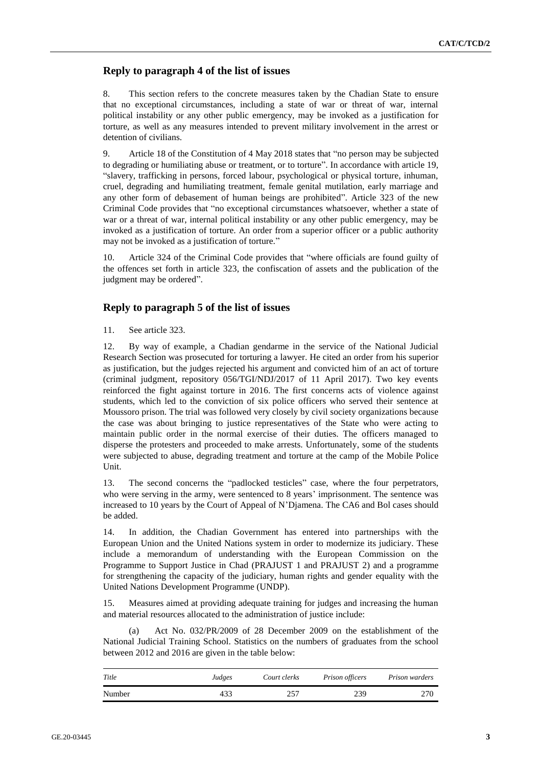## Reply to paragraph 4 of the list of issues

8. This section refers to the concrete measures taken by the Chadian State to ensure that no exceptional circumstances, including a state of war or threat of war, internal political instability or any other public emergency, may be invoked as a justification for torture, as well as any measures intended to prevent military involvement in the arrest or detention of civilians.

9. Article 18 of the Constitution of 4 May 2018 states that "no person may be subjected to degrading or humiliating abuse or treatment, or to torture". In accordance with article 19, "slavery, trafficking in persons, forced labour, psychological or physical torture, inhuman, cruel, degrading and humiliating treatment, female genital mutilation, early marriage and any other form of debasement of human beings are prohibited". Article 323 of the new Criminal Code provides that "no exceptional circumstances whatsoever, whether a state of war or a threat of war, internal political instability or any other public emergency, may be invoked as a justification of torture. An order from a superior officer or a public authority may not be invoked as a justification of torture."

10. Article 324 of the Criminal Code provides that "where officials are found guilty of the offences set forth in article 323, the confiscation of assets and the publication of the judgment may be ordered".

## Reply to paragraph 5 of the list of issues

11. See article 323.

12. By way of example, a Chadian gendarme in the service of the National Judicial Research Section was prosecuted for torturing a lawyer. He cited an order from his superior as justification, but the judges rejected his argument and convicted him of an act of torture (criminal judgment, repository 056/TGI/NDJ/2017 of 11 April 2017). Two key events reinforced the fight against torture in 2016. The first concerns acts of violence against students, which led to the conviction of six police officers who served their sentence at Moussoro prison. The trial was followed very closely by civil society organizations because the case was about bringing to justice representatives of the State who were acting to maintain public order in the normal exercise of their duties. The officers managed to disperse the protesters and proceeded to make arrests. Unfortunately, some of the students were subjected to abuse, degrading treatment and torture at the camp of the Mobile Police Unit.

13. The second concerns the "padlocked testicles" case, where the four perpetrators, who were serving in the army, were sentenced to 8 years' imprisonment. The sentence was increased to 10 years by the Court of Appeal of N'Djamena. The CA6 and Bol cases should be added.

14. In addition, the Chadian Government has entered into partnerships with the European Union and the United Nations system in order to modernize its judiciary. These include a memorandum of understanding with the European Commission on the Programme to Support Justice in Chad (PRAJUST 1 and PRAJUST 2) and a programme for strengthening the capacity of the judiciary, human rights and gender equality with the United Nations Development Programme (UNDP).

15. Measures aimed at providing adequate training for judges and increasing the human and material resources allocated to the administration of justice include:

(a) Act No. 032/PR/2009 of 28 December 2009 on the establishment of the National Judicial Training School. Statistics on the numbers of graduates from the school between 2012 and 2016 are given in the table below:

| *Title* | *Judges* | *Court clerks* | *Prison officers* | *Prison warders* |
|---|---|---|---|---|
| Number | 433 | 257 | 239 | 270 |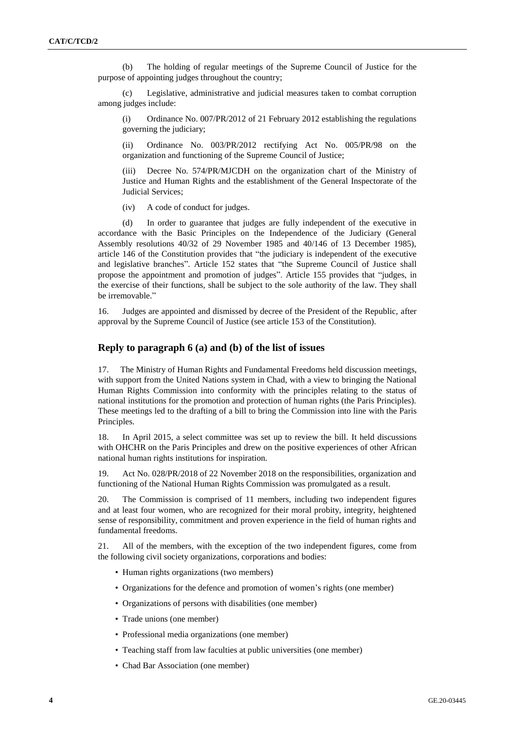(b) The holding of regular meetings of the Supreme Council of Justice for the purpose of appointing judges throughout the country;

(c) Legislative, administrative and judicial measures taken to combat corruption among judges include:

(i) Ordinance No. 007/PR/2012 of 21 February 2012 establishing the regulations governing the judiciary;

(ii) Ordinance No. 003/PR/2012 rectifying Act No. 005/PR/98 on the organization and functioning of the Supreme Council of Justice;

(iii) Decree No. 574/PR/MJCDH on the organization chart of the Ministry of Justice and Human Rights and the establishment of the General Inspectorate of the Judicial Services;

(iv) A code of conduct for judges.

(d) In order to guarantee that judges are fully independent of the executive in accordance with the Basic Principles on the Independence of the Judiciary (General Assembly resolutions 40/32 of 29 November 1985 and 40/146 of 13 December 1985), article 146 of the Constitution provides that "the judiciary is independent of the executive and legislative branches". Article 152 states that "the Supreme Council of Justice shall propose the appointment and promotion of judges". Article 155 provides that "judges, in the exercise of their functions, shall be subject to the sole authority of the law. They shall be irremovable."

16. Judges are appointed and dismissed by decree of the President of the Republic, after approval by the Supreme Council of Justice (see article 153 of the Constitution).

## Reply to paragraph 6 (a) and (b) of the list of issues

17. The Ministry of Human Rights and Fundamental Freedoms held discussion meetings, with support from the United Nations system in Chad, with a view to bringing the National Human Rights Commission into conformity with the principles relating to the status of national institutions for the promotion and protection of human rights (the Paris Principles). These meetings led to the drafting of a bill to bring the Commission into line with the Paris Principles.

18. In April 2015, a select committee was set up to review the bill. It held discussions with OHCHR on the Paris Principles and drew on the positive experiences of other African national human rights institutions for inspiration.

19. Act No. 028/PR/2018 of 22 November 2018 on the responsibilities, organization and functioning of the National Human Rights Commission was promulgated as a result.

20. The Commission is comprised of 11 members, including two independent figures and at least four women, who are recognized for their moral probity, integrity, heightened sense of responsibility, commitment and proven experience in the field of human rights and fundamental freedoms.

21. All of the members, with the exception of the two independent figures, come from the following civil society organizations, corporations and bodies:

- Human rights organizations (two members)
- Organizations for the defence and promotion of women's rights (one member)
- Organizations of persons with disabilities (one member)
- Trade unions (one member)
- Professional media organizations (one member)
- Teaching staff from law faculties at public universities (one member)
- Chad Bar Association (one member)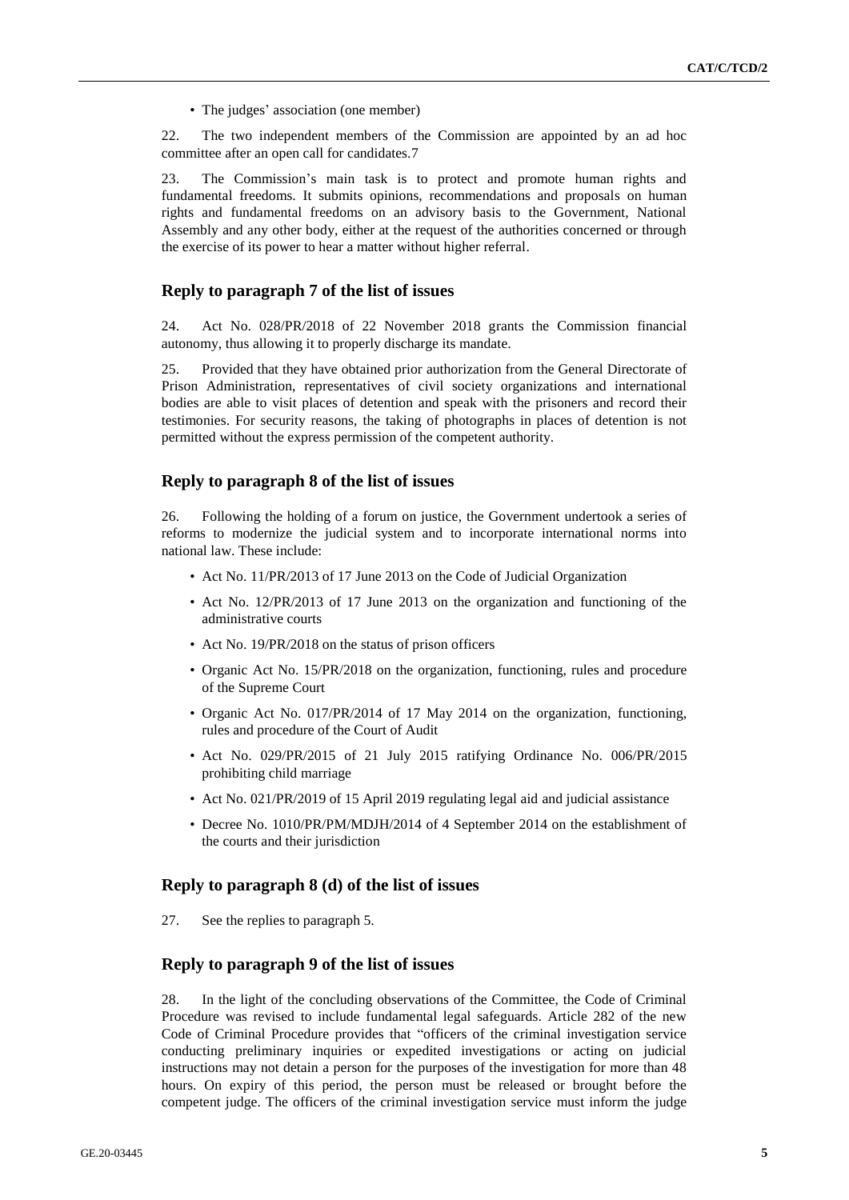- The judges' association (one member)

22. The two independent members of the Commission are appointed by an ad hoc committee after an open call for candidates.[7]

23. The Commission's main task is to protect and promote human rights and fundamental freedoms. It submits opinions, recommendations and proposals on human rights and fundamental freedoms on an advisory basis to the Government, National Assembly and any other body, either at the request of the authorities concerned or through the exercise of its power to hear a matter without higher referral.

## Reply to paragraph 7 of the list of issues

24. Act No. 028/PR/2018 of 22 November 2018 grants the Commission financial autonomy, thus allowing it to properly discharge its mandate.

25. Provided that they have obtained prior authorization from the General Directorate of Prison Administration, representatives of civil society organizations and international bodies are able to visit places of detention and speak with the prisoners and record their testimonies. For security reasons, the taking of photographs in places of detention is not permitted without the express permission of the competent authority.

## Reply to paragraph 8 of the list of issues

26. Following the holding of a forum on justice, the Government undertook a series of reforms to modernize the judicial system and to incorporate international norms into national law. These include:

- Act No. 11/PR/2013 of 17 June 2013 on the Code of Judicial Organization
- Act No. 12/PR/2013 of 17 June 2013 on the organization and functioning of the administrative courts
- Act No. 19/PR/2018 on the status of prison officers
- Organic Act No. 15/PR/2018 on the organization, functioning, rules and procedure of the Supreme Court
- Organic Act No. 017/PR/2014 of 17 May 2014 on the organization, functioning, rules and procedure of the Court of Audit
- Act No. 029/PR/2015 of 21 July 2015 ratifying Ordinance No. 006/PR/2015 prohibiting child marriage
- Act No. 021/PR/2019 of 15 April 2019 regulating legal aid and judicial assistance
- Decree No. 1010/PR/PM/MDJH/2014 of 4 September 2014 on the establishment of the courts and their jurisdiction

## Reply to paragraph 8 (d) of the list of issues

27. See the replies to paragraph 5.

## Reply to paragraph 9 of the list of issues

28. In the light of the concluding observations of the Committee, the Code of Criminal Procedure was revised to include fundamental legal safeguards. Article 282 of the new Code of Criminal Procedure provides that "officers of the criminal investigation service conducting preliminary inquiries or expedited investigations or acting on judicial instructions may not detain a person for the purposes of the investigation for more than 48 hours. On expiry of this period, the person must be released or brought before the competent judge. The officers of the criminal investigation service must inform the judge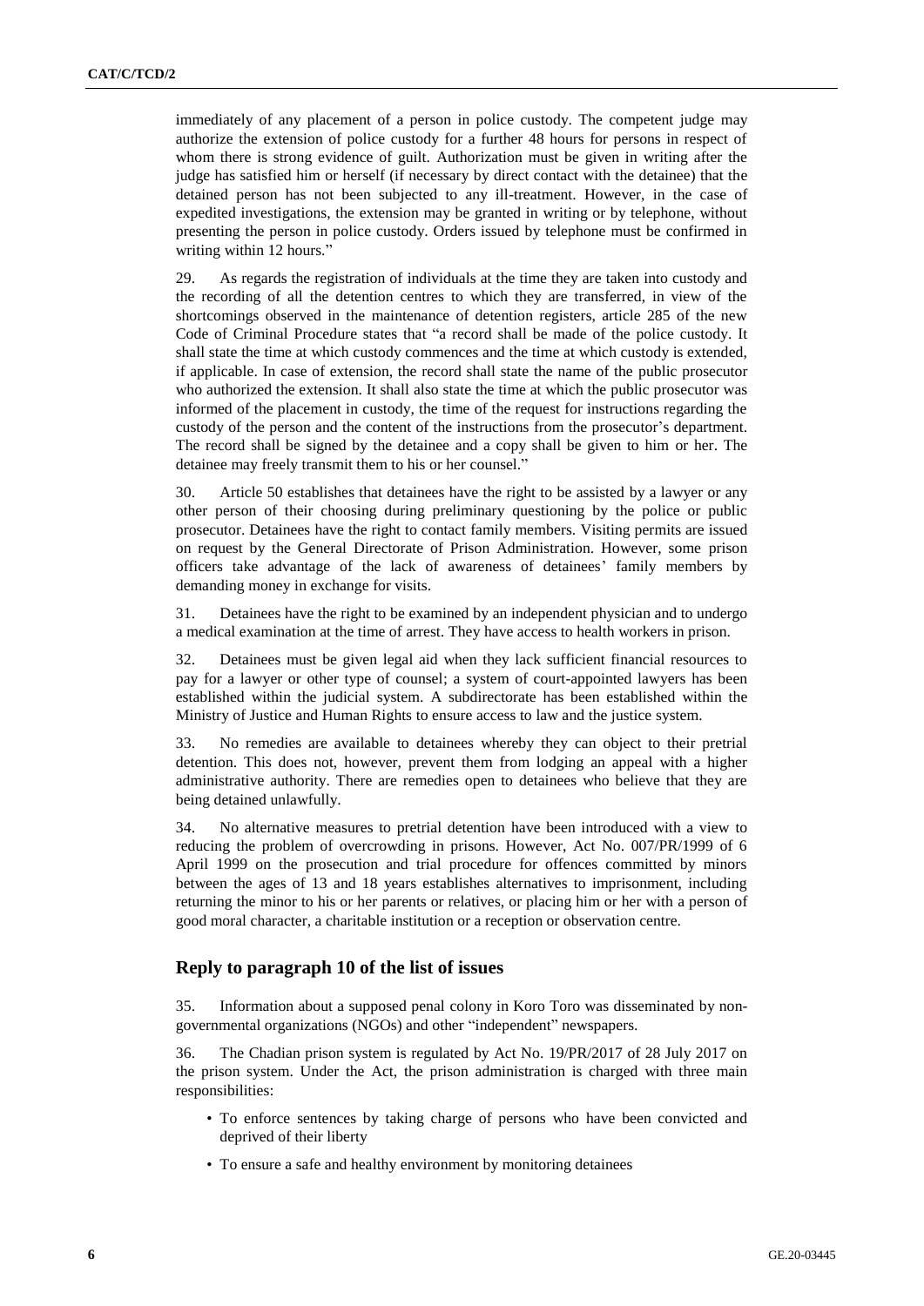immediately of any placement of a person in police custody. The competent judge may authorize the extension of police custody for a further 48 hours for persons in respect of whom there is strong evidence of guilt. Authorization must be given in writing after the judge has satisfied him or herself (if necessary by direct contact with the detainee) that the detained person has not been subjected to any ill-treatment. However, in the case of expedited investigations, the extension may be granted in writing or by telephone, without presenting the person in police custody. Orders issued by telephone must be confirmed in writing within 12 hours."

29. As regards the registration of individuals at the time they are taken into custody and the recording of all the detention centres to which they are transferred, in view of the shortcomings observed in the maintenance of detention registers, article 285 of the new Code of Criminal Procedure states that "a record shall be made of the police custody. It shall state the time at which custody commences and the time at which custody is extended, if applicable. In case of extension, the record shall state the name of the public prosecutor who authorized the extension. It shall also state the time at which the public prosecutor was informed of the placement in custody, the time of the request for instructions regarding the custody of the person and the content of the instructions from the prosecutor's department. The record shall be signed by the detainee and a copy shall be given to him or her. The detainee may freely transmit them to his or her counsel."

30. Article 50 establishes that detainees have the right to be assisted by a lawyer or any other person of their choosing during preliminary questioning by the police or public prosecutor. Detainees have the right to contact family members. Visiting permits are issued on request by the General Directorate of Prison Administration. However, some prison officers take advantage of the lack of awareness of detainees' family members by demanding money in exchange for visits.

31. Detainees have the right to be examined by an independent physician and to undergo a medical examination at the time of arrest. They have access to health workers in prison.

32. Detainees must be given legal aid when they lack sufficient financial resources to pay for a lawyer or other type of counsel; a system of court-appointed lawyers has been established within the judicial system. A subdirectorate has been established within the Ministry of Justice and Human Rights to ensure access to law and the justice system.

33. No remedies are available to detainees whereby they can object to their pretrial detention. This does not, however, prevent them from lodging an appeal with a higher administrative authority. There are remedies open to detainees who believe that they are being detained unlawfully.

34. No alternative measures to pretrial detention have been introduced with a view to reducing the problem of overcrowding in prisons. However, Act No. 007/PR/1999 of 6 April 1999 on the prosecution and trial procedure for offences committed by minors between the ages of 13 and 18 years establishes alternatives to imprisonment, including returning the minor to his or her parents or relatives, or placing him or her with a person of good moral character, a charitable institution or a reception or observation centre.

## Reply to paragraph 10 of the list of issues

35. Information about a supposed penal colony in Koro Toro was disseminated by non-governmental organizations (NGOs) and other "independent" newspapers.

36. The Chadian prison system is regulated by Act No. 19/PR/2017 of 28 July 2017 on the prison system. Under the Act, the prison administration is charged with three main responsibilities:

- To enforce sentences by taking charge of persons who have been convicted and deprived of their liberty
- To ensure a safe and healthy environment by monitoring detainees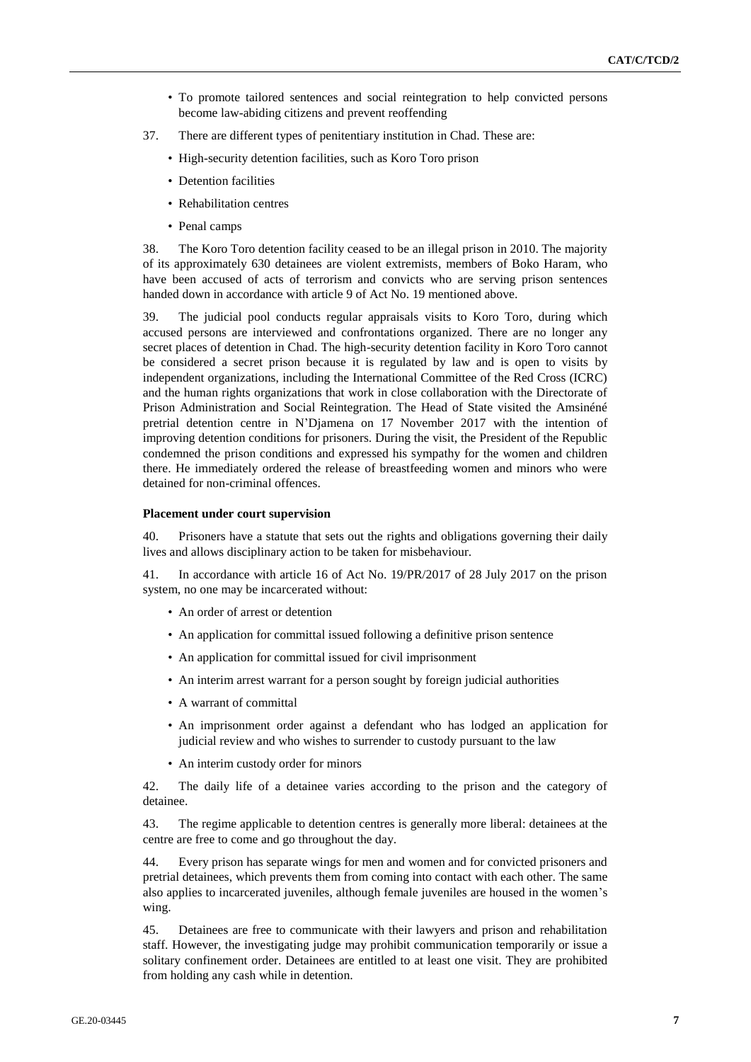- To promote tailored sentences and social reintegration to help convicted persons become law-abiding citizens and prevent reoffending

37. There are different types of penitentiary institution in Chad. These are:

- High-security detention facilities, such as Koro Toro prison
- Detention facilities
- Rehabilitation centres
- Penal camps

38. The Koro Toro detention facility ceased to be an illegal prison in 2010. The majority of its approximately 630 detainees are violent extremists, members of Boko Haram, who have been accused of acts of terrorism and convicts who are serving prison sentences handed down in accordance with article 9 of Act No. 19 mentioned above.

39. The judicial pool conducts regular appraisals visits to Koro Toro, during which accused persons are interviewed and confrontations organized. There are no longer any secret places of detention in Chad. The high-security detention facility in Koro Toro cannot be considered a secret prison because it is regulated by law and is open to visits by independent organizations, including the International Committee of the Red Cross (ICRC) and the human rights organizations that work in close collaboration with the Directorate of Prison Administration and Social Reintegration. The Head of State visited the Amsinéné pretrial detention centre in N'Djamena on 17 November 2017 with the intention of improving detention conditions for prisoners. During the visit, the President of the Republic condemned the prison conditions and expressed his sympathy for the women and children there. He immediately ordered the release of breastfeeding women and minors who were detained for non-criminal offences.

**Placement under court supervision**

40. Prisoners have a statute that sets out the rights and obligations governing their daily lives and allows disciplinary action to be taken for misbehaviour.

41. In accordance with article 16 of Act No. 19/PR/2017 of 28 July 2017 on the prison system, no one may be incarcerated without:

- An order of arrest or detention
- An application for committal issued following a definitive prison sentence
- An application for committal issued for civil imprisonment
- An interim arrest warrant for a person sought by foreign judicial authorities
- A warrant of committal
- An imprisonment order against a defendant who has lodged an application for judicial review and who wishes to surrender to custody pursuant to the law
- An interim custody order for minors

42. The daily life of a detainee varies according to the prison and the category of detainee.

43. The regime applicable to detention centres is generally more liberal: detainees at the centre are free to come and go throughout the day.

44. Every prison has separate wings for men and women and for convicted prisoners and pretrial detainees, which prevents them from coming into contact with each other. The same also applies to incarcerated juveniles, although female juveniles are housed in the women's wing.

45. Detainees are free to communicate with their lawyers and prison and rehabilitation staff. However, the investigating judge may prohibit communication temporarily or issue a solitary confinement order. Detainees are entitled to at least one visit. They are prohibited from holding any cash while in detention.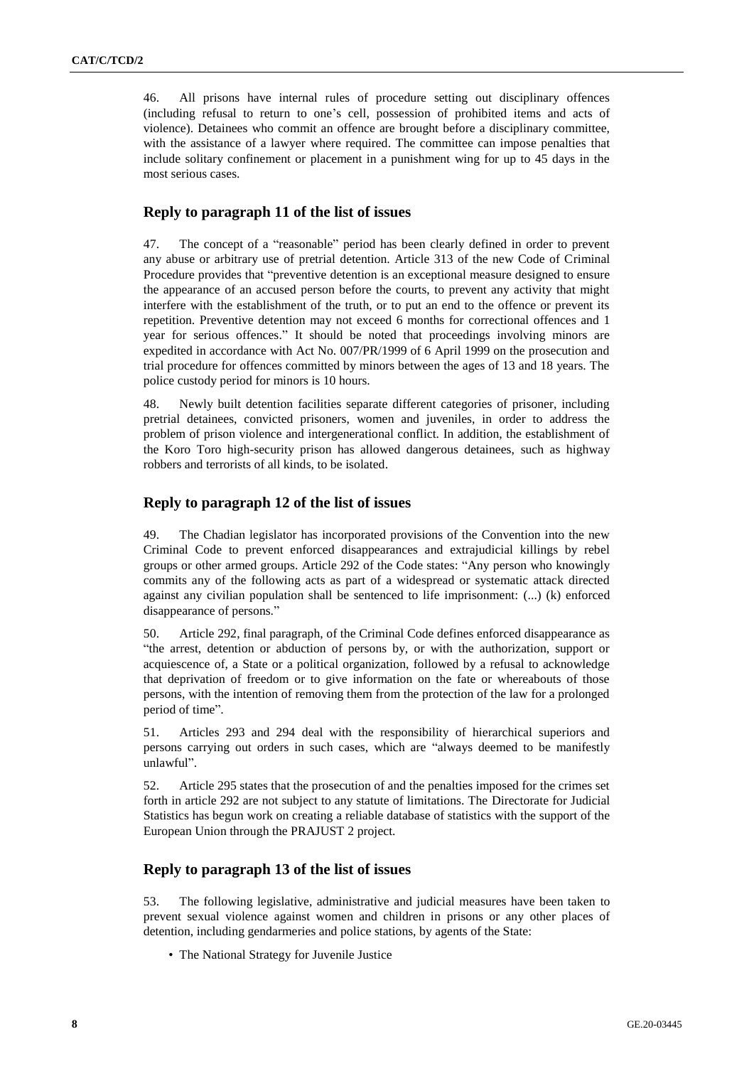46. All prisons have internal rules of procedure setting out disciplinary offences (including refusal to return to one's cell, possession of prohibited items and acts of violence). Detainees who commit an offence are brought before a disciplinary committee, with the assistance of a lawyer where required. The committee can impose penalties that include solitary confinement or placement in a punishment wing for up to 45 days in the most serious cases.

## Reply to paragraph 11 of the list of issues

47. The concept of a "reasonable" period has been clearly defined in order to prevent any abuse or arbitrary use of pretrial detention. Article 313 of the new Code of Criminal Procedure provides that "preventive detention is an exceptional measure designed to ensure the appearance of an accused person before the courts, to prevent any activity that might interfere with the establishment of the truth, or to put an end to the offence or prevent its repetition. Preventive detention may not exceed 6 months for correctional offences and 1 year for serious offences." It should be noted that proceedings involving minors are expedited in accordance with Act No. 007/PR/1999 of 6 April 1999 on the prosecution and trial procedure for offences committed by minors between the ages of 13 and 18 years. The police custody period for minors is 10 hours.

48. Newly built detention facilities separate different categories of prisoner, including pretrial detainees, convicted prisoners, women and juveniles, in order to address the problem of prison violence and intergenerational conflict. In addition, the establishment of the Koro Toro high-security prison has allowed dangerous detainees, such as highway robbers and terrorists of all kinds, to be isolated.

## Reply to paragraph 12 of the list of issues

49. The Chadian legislator has incorporated provisions of the Convention into the new Criminal Code to prevent enforced disappearances and extrajudicial killings by rebel groups or other armed groups. Article 292 of the Code states: "Any person who knowingly commits any of the following acts as part of a widespread or systematic attack directed against any civilian population shall be sentenced to life imprisonment: (...) (k) enforced disappearance of persons."

50. Article 292, final paragraph, of the Criminal Code defines enforced disappearance as "the arrest, detention or abduction of persons by, or with the authorization, support or acquiescence of, a State or a political organization, followed by a refusal to acknowledge that deprivation of freedom or to give information on the fate or whereabouts of those persons, with the intention of removing them from the protection of the law for a prolonged period of time".

51. Articles 293 and 294 deal with the responsibility of hierarchical superiors and persons carrying out orders in such cases, which are "always deemed to be manifestly unlawful".

52. Article 295 states that the prosecution of and the penalties imposed for the crimes set forth in article 292 are not subject to any statute of limitations. The Directorate for Judicial Statistics has begun work on creating a reliable database of statistics with the support of the European Union through the PRAJUST 2 project.

## Reply to paragraph 13 of the list of issues

53. The following legislative, administrative and judicial measures have been taken to prevent sexual violence against women and children in prisons or any other places of detention, including gendarmeries and police stations, by agents of the State:

- The National Strategy for Juvenile Justice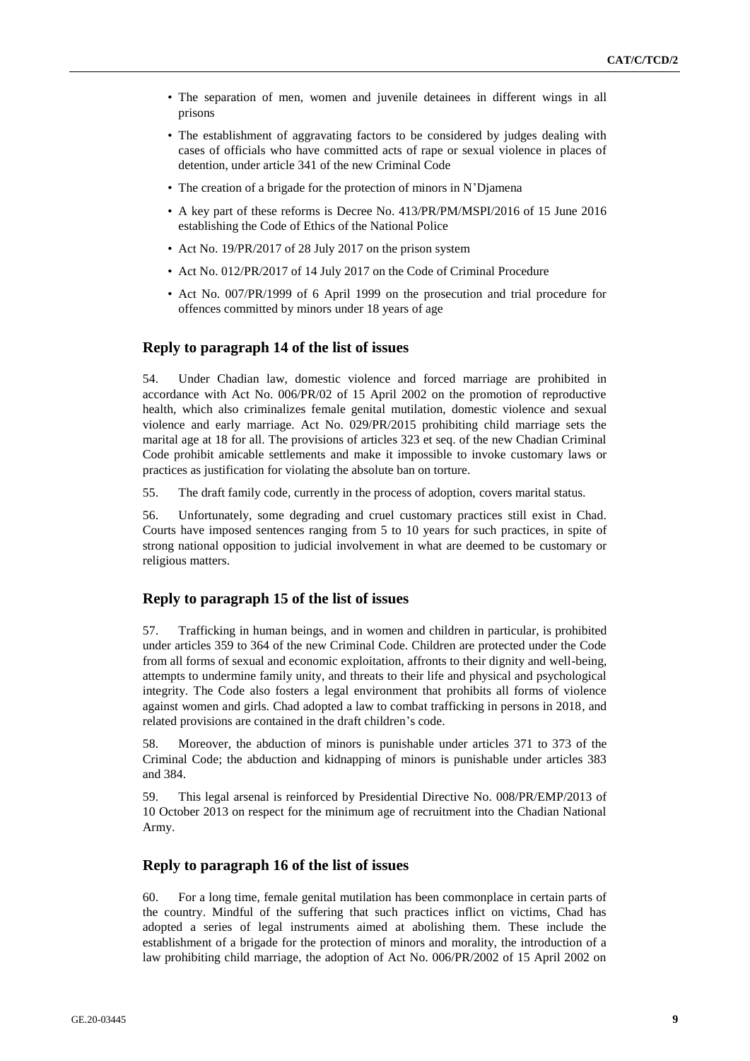- The separation of men, women and juvenile detainees in different wings in all prisons
- The establishment of aggravating factors to be considered by judges dealing with cases of officials who have committed acts of rape or sexual violence in places of detention, under article 341 of the new Criminal Code
- The creation of a brigade for the protection of minors in N'Djamena
- A key part of these reforms is Decree No. 413/PR/PM/MSPI/2016 of 15 June 2016 establishing the Code of Ethics of the National Police
- Act No. 19/PR/2017 of 28 July 2017 on the prison system
- Act No. 012/PR/2017 of 14 July 2017 on the Code of Criminal Procedure
- Act No. 007/PR/1999 of 6 April 1999 on the prosecution and trial procedure for offences committed by minors under 18 years of age

## Reply to paragraph 14 of the list of issues

54. Under Chadian law, domestic violence and forced marriage are prohibited in accordance with Act No. 006/PR/02 of 15 April 2002 on the promotion of reproductive health, which also criminalizes female genital mutilation, domestic violence and sexual violence and early marriage. Act No. 029/PR/2015 prohibiting child marriage sets the marital age at 18 for all. The provisions of articles 323 et seq. of the new Chadian Criminal Code prohibit amicable settlements and make it impossible to invoke customary laws or practices as justification for violating the absolute ban on torture.

55. The draft family code, currently in the process of adoption, covers marital status.

56. Unfortunately, some degrading and cruel customary practices still exist in Chad. Courts have imposed sentences ranging from 5 to 10 years for such practices, in spite of strong national opposition to judicial involvement in what are deemed to be customary or religious matters.

## Reply to paragraph 15 of the list of issues

57. Trafficking in human beings, and in women and children in particular, is prohibited under articles 359 to 364 of the new Criminal Code. Children are protected under the Code from all forms of sexual and economic exploitation, affronts to their dignity and well-being, attempts to undermine family unity, and threats to their life and physical and psychological integrity. The Code also fosters a legal environment that prohibits all forms of violence against women and girls. Chad adopted a law to combat trafficking in persons in 2018, and related provisions are contained in the draft children's code.

58. Moreover, the abduction of minors is punishable under articles 371 to 373 of the Criminal Code; the abduction and kidnapping of minors is punishable under articles 383 and 384.

59. This legal arsenal is reinforced by Presidential Directive No. 008/PR/EMP/2013 of 10 October 2013 on respect for the minimum age of recruitment into the Chadian National Army.

## Reply to paragraph 16 of the list of issues

60. For a long time, female genital mutilation has been commonplace in certain parts of the country. Mindful of the suffering that such practices inflict on victims, Chad has adopted a series of legal instruments aimed at abolishing them. These include the establishment of a brigade for the protection of minors and morality, the introduction of a law prohibiting child marriage, the adoption of Act No. 006/PR/2002 of 15 April 2002 on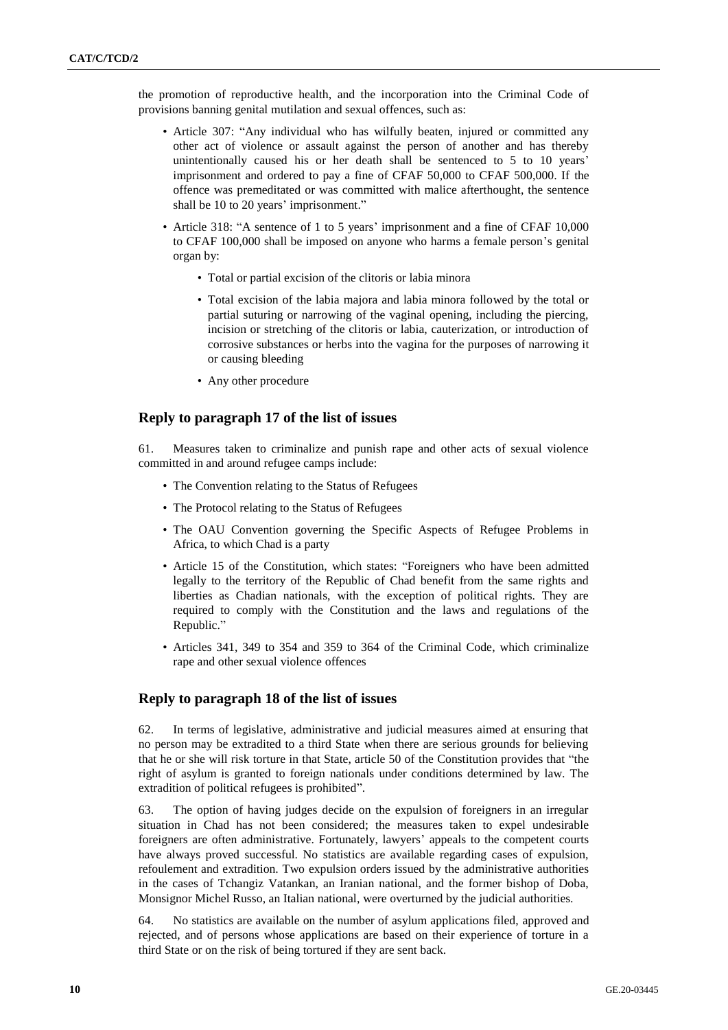the promotion of reproductive health, and the incorporation into the Criminal Code of provisions banning genital mutilation and sexual offences, such as:

- Article 307: "Any individual who has wilfully beaten, injured or committed any other act of violence or assault against the person of another and has thereby unintentionally caused his or her death shall be sentenced to 5 to 10 years' imprisonment and ordered to pay a fine of CFAF 50,000 to CFAF 500,000. If the offence was premeditated or was committed with malice afterthought, the sentence shall be 10 to 20 years' imprisonment."
- Article 318: "A sentence of 1 to 5 years' imprisonment and a fine of CFAF 10,000 to CFAF 100,000 shall be imposed on anyone who harms a female person's genital organ by:
    - Total or partial excision of the clitoris or labia minora
    - Total excision of the labia majora and labia minora followed by the total or partial suturing or narrowing of the vaginal opening, including the piercing, incision or stretching of the clitoris or labia, cauterization, or introduction of corrosive substances or herbs into the vagina for the purposes of narrowing it or causing bleeding
    - Any other procedure

## Reply to paragraph 17 of the list of issues

61. Measures taken to criminalize and punish rape and other acts of sexual violence committed in and around refugee camps include:

- The Convention relating to the Status of Refugees
- The Protocol relating to the Status of Refugees
- The OAU Convention governing the Specific Aspects of Refugee Problems in Africa, to which Chad is a party
- Article 15 of the Constitution, which states: "Foreigners who have been admitted legally to the territory of the Republic of Chad benefit from the same rights and liberties as Chadian nationals, with the exception of political rights. They are required to comply with the Constitution and the laws and regulations of the Republic."
- Articles 341, 349 to 354 and 359 to 364 of the Criminal Code, which criminalize rape and other sexual violence offences

## Reply to paragraph 18 of the list of issues

62. In terms of legislative, administrative and judicial measures aimed at ensuring that no person may be extradited to a third State when there are serious grounds for believing that he or she will risk torture in that State, article 50 of the Constitution provides that "the right of asylum is granted to foreign nationals under conditions determined by law. The extradition of political refugees is prohibited".

63. The option of having judges decide on the expulsion of foreigners in an irregular situation in Chad has not been considered; the measures taken to expel undesirable foreigners are often administrative. Fortunately, lawyers' appeals to the competent courts have always proved successful. No statistics are available regarding cases of expulsion, refoulement and extradition. Two expulsion orders issued by the administrative authorities in the cases of Tchangiz Vatankan, an Iranian national, and the former bishop of Doba, Monsignor Michel Russo, an Italian national, were overturned by the judicial authorities.

64. No statistics are available on the number of asylum applications filed, approved and rejected, and of persons whose applications are based on their experience of torture in a third State or on the risk of being tortured if they are sent back.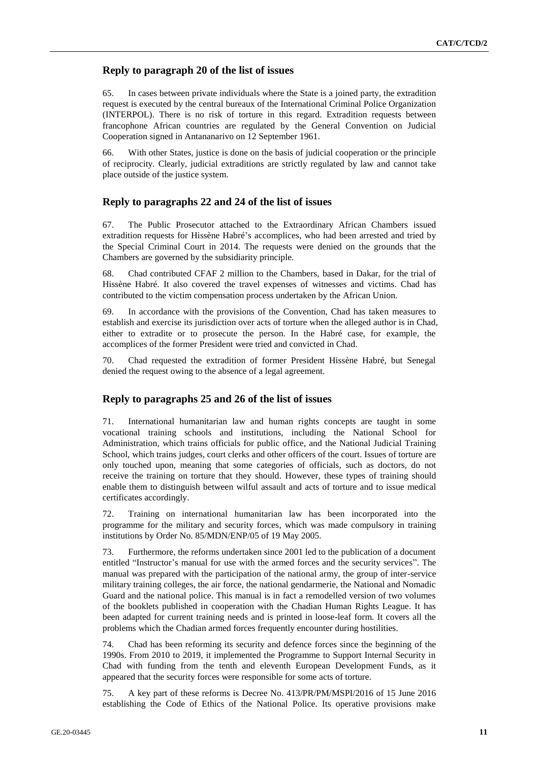## Reply to paragraph 20 of the list of issues

65. In cases between private individuals where the State is a joined party, the extradition request is executed by the central bureaux of the International Criminal Police Organization (INTERPOL). There is no risk of torture in this regard. Extradition requests between francophone African countries are regulated by the General Convention on Judicial Cooperation signed in Antananarivo on 12 September 1961.

66. With other States, justice is done on the basis of judicial cooperation or the principle of reciprocity. Clearly, judicial extraditions are strictly regulated by law and cannot take place outside of the justice system.

## Reply to paragraphs 22 and 24 of the list of issues

67. The Public Prosecutor attached to the Extraordinary African Chambers issued extradition requests for Hissène Habré's accomplices, who had been arrested and tried by the Special Criminal Court in 2014. The requests were denied on the grounds that the Chambers are governed by the subsidiarity principle.

68. Chad contributed CFAF 2 million to the Chambers, based in Dakar, for the trial of Hissène Habré. It also covered the travel expenses of witnesses and victims. Chad has contributed to the victim compensation process undertaken by the African Union.

69. In accordance with the provisions of the Convention, Chad has taken measures to establish and exercise its jurisdiction over acts of torture when the alleged author is in Chad, either to extradite or to prosecute the person. In the Habré case, for example, the accomplices of the former President were tried and convicted in Chad.

70. Chad requested the extradition of former President Hissène Habré, but Senegal denied the request owing to the absence of a legal agreement.

## Reply to paragraphs 25 and 26 of the list of issues

71. International humanitarian law and human rights concepts are taught in some vocational training schools and institutions, including the National School for Administration, which trains officials for public office, and the National Judicial Training School, which trains judges, court clerks and other officers of the court. Issues of torture are only touched upon, meaning that some categories of officials, such as doctors, do not receive the training on torture that they should. However, these types of training should enable them to distinguish between wilful assault and acts of torture and to issue medical certificates accordingly.

72. Training on international humanitarian law has been incorporated into the programme for the military and security forces, which was made compulsory in training institutions by Order No. 85/MDN/ENP/05 of 19 May 2005.

73. Furthermore, the reforms undertaken since 2001 led to the publication of a document entitled "Instructor's manual for use with the armed forces and the security services". The manual was prepared with the participation of the national army, the group of inter-service military training colleges, the air force, the national gendarmerie, the National and Nomadic Guard and the national police. This manual is in fact a remodelled version of two volumes of the booklets published in cooperation with the Chadian Human Rights League. It has been adapted for current training needs and is printed in loose-leaf form. It covers all the problems which the Chadian armed forces frequently encounter during hostilities.

74. Chad has been reforming its security and defence forces since the beginning of the 1990s. From 2010 to 2019, it implemented the Programme to Support Internal Security in Chad with funding from the tenth and eleventh European Development Funds, as it appeared that the security forces were responsible for some acts of torture.

75. A key part of these reforms is Decree No. 413/PR/PM/MSPI/2016 of 15 June 2016 establishing the Code of Ethics of the National Police. Its operative provisions make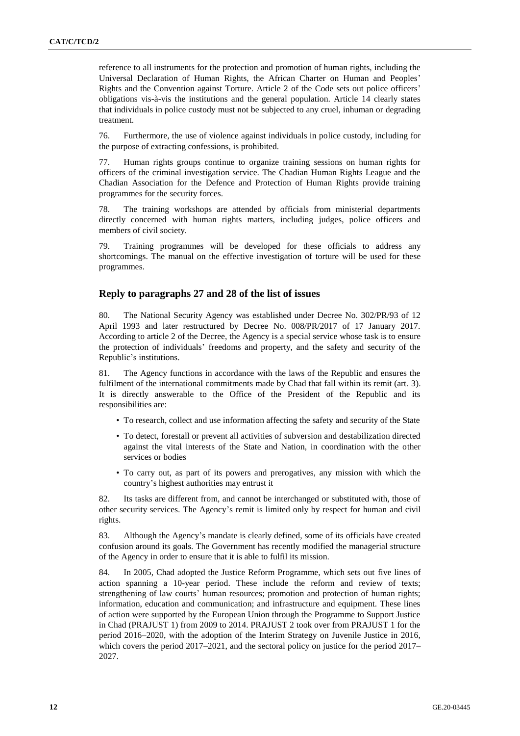reference to all instruments for the protection and promotion of human rights, including the Universal Declaration of Human Rights, the African Charter on Human and Peoples' Rights and the Convention against Torture. Article 2 of the Code sets out police officers' obligations vis-à-vis the institutions and the general population. Article 14 clearly states that individuals in police custody must not be subjected to any cruel, inhuman or degrading treatment.

76. Furthermore, the use of violence against individuals in police custody, including for the purpose of extracting confessions, is prohibited.

77. Human rights groups continue to organize training sessions on human rights for officers of the criminal investigation service. The Chadian Human Rights League and the Chadian Association for the Defence and Protection of Human Rights provide training programmes for the security forces.

78. The training workshops are attended by officials from ministerial departments directly concerned with human rights matters, including judges, police officers and members of civil society.

79. Training programmes will be developed for these officials to address any shortcomings. The manual on the effective investigation of torture will be used for these programmes.

## Reply to paragraphs 27 and 28 of the list of issues

80. The National Security Agency was established under Decree No. 302/PR/93 of 12 April 1993 and later restructured by Decree No. 008/PR/2017 of 17 January 2017. According to article 2 of the Decree, the Agency is a special service whose task is to ensure the protection of individuals' freedoms and property, and the safety and security of the Republic's institutions.

81. The Agency functions in accordance with the laws of the Republic and ensures the fulfilment of the international commitments made by Chad that fall within its remit (art. 3). It is directly answerable to the Office of the President of the Republic and its responsibilities are:

- To research, collect and use information affecting the safety and security of the State
- To detect, forestall or prevent all activities of subversion and destabilization directed against the vital interests of the State and Nation, in coordination with the other services or bodies
- To carry out, as part of its powers and prerogatives, any mission with which the country's highest authorities may entrust it

82. Its tasks are different from, and cannot be interchanged or substituted with, those of other security services. The Agency's remit is limited only by respect for human and civil rights.

83. Although the Agency's mandate is clearly defined, some of its officials have created confusion around its goals. The Government has recently modified the managerial structure of the Agency in order to ensure that it is able to fulfil its mission.

84. In 2005, Chad adopted the Justice Reform Programme, which sets out five lines of action spanning a 10-year period. These include the reform and review of texts; strengthening of law courts' human resources; promotion and protection of human rights; information, education and communication; and infrastructure and equipment. These lines of action were supported by the European Union through the Programme to Support Justice in Chad (PRAJUST 1) from 2009 to 2014. PRAJUST 2 took over from PRAJUST 1 for the period 2016–2020, with the adoption of the Interim Strategy on Juvenile Justice in 2016, which covers the period 2017–2021, and the sectoral policy on justice for the period 2017–2027.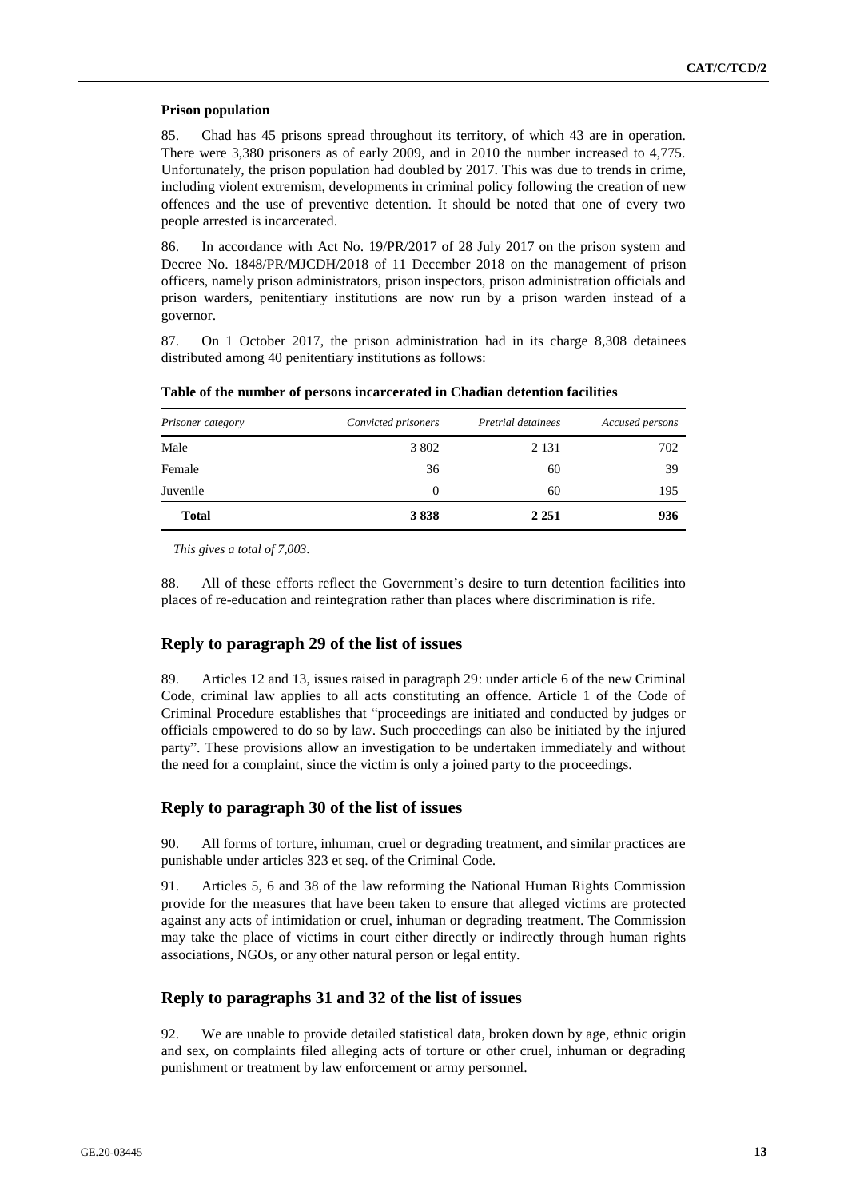**Prison population**

85. Chad has 45 prisons spread throughout its territory, of which 43 are in operation. There were 3,380 prisoners as of early 2009, and in 2010 the number increased to 4,775. Unfortunately, the prison population had doubled by 2017. This was due to trends in crime, including violent extremism, developments in criminal policy following the creation of new offences and the use of preventive detention. It should be noted that one of every two people arrested is incarcerated.

86. In accordance with Act No. 19/PR/2017 of 28 July 2017 on the prison system and Decree No. 1848/PR/MJCDH/2018 of 11 December 2018 on the management of prison officers, namely prison administrators, prison inspectors, prison administration officials and prison warders, penitentiary institutions are now run by a prison warden instead of a governor.

87. On 1 October 2017, the prison administration had in its charge 8,308 detainees distributed among 40 penitentiary institutions as follows:

**Table of the number of persons incarcerated in Chadian detention facilities**

| *Prisoner category* | *Convicted prisoners* | *Pretrial detainees* | *Accused persons* |
|---|---|---|---|
| Male | 3 802 | 2 131 | 702 |
| Female | 36 | 60 | 39 |
| Juvenile | 0 | 60 | 195 |
| **Total** | **3 838** | **2 251** | **936** |

*This gives a total of 7,003*.

88. All of these efforts reflect the Government's desire to turn detention facilities into places of re-education and reintegration rather than places where discrimination is rife.

## Reply to paragraph 29 of the list of issues

89. Articles 12 and 13, issues raised in paragraph 29: under article 6 of the new Criminal Code, criminal law applies to all acts constituting an offence. Article 1 of the Code of Criminal Procedure establishes that "proceedings are initiated and conducted by judges or officials empowered to do so by law. Such proceedings can also be initiated by the injured party". These provisions allow an investigation to be undertaken immediately and without the need for a complaint, since the victim is only a joined party to the proceedings.

## Reply to paragraph 30 of the list of issues

90. All forms of torture, inhuman, cruel or degrading treatment, and similar practices are punishable under articles 323 et seq. of the Criminal Code.

91. Articles 5, 6 and 38 of the law reforming the National Human Rights Commission provide for the measures that have been taken to ensure that alleged victims are protected against any acts of intimidation or cruel, inhuman or degrading treatment. The Commission may take the place of victims in court either directly or indirectly through human rights associations, NGOs, or any other natural person or legal entity.

## Reply to paragraphs 31 and 32 of the list of issues

92. We are unable to provide detailed statistical data, broken down by age, ethnic origin and sex, on complaints filed alleging acts of torture or other cruel, inhuman or degrading punishment or treatment by law enforcement or army personnel.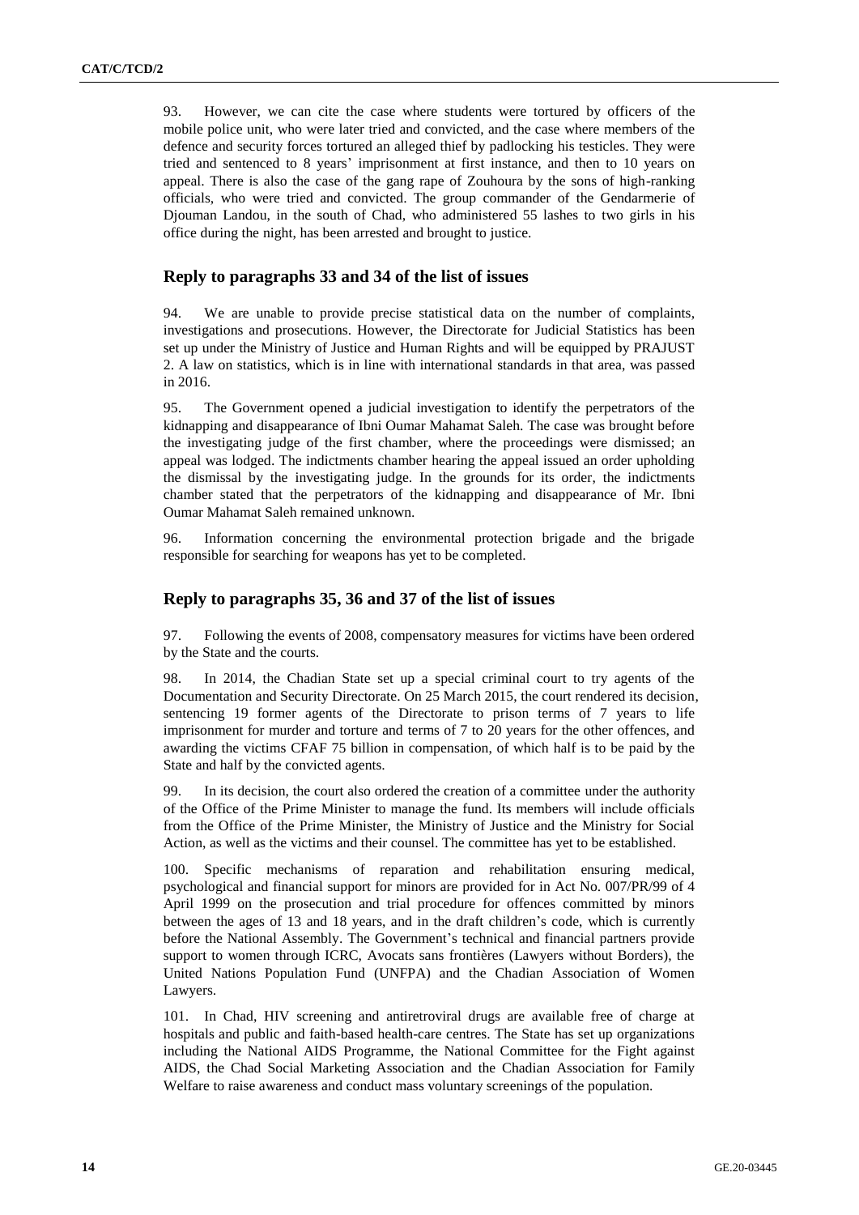93. However, we can cite the case where students were tortured by officers of the mobile police unit, who were later tried and convicted, and the case where members of the defence and security forces tortured an alleged thief by padlocking his testicles. They were tried and sentenced to 8 years' imprisonment at first instance, and then to 10 years on appeal. There is also the case of the gang rape of Zouhoura by the sons of high-ranking officials, who were tried and convicted. The group commander of the Gendarmerie of Djouman Landou, in the south of Chad, who administered 55 lashes to two girls in his office during the night, has been arrested and brought to justice.

## Reply to paragraphs 33 and 34 of the list of issues

94. We are unable to provide precise statistical data on the number of complaints, investigations and prosecutions. However, the Directorate for Judicial Statistics has been set up under the Ministry of Justice and Human Rights and will be equipped by PRAJUST 2. A law on statistics, which is in line with international standards in that area, was passed in 2016.

95. The Government opened a judicial investigation to identify the perpetrators of the kidnapping and disappearance of Ibni Oumar Mahamat Saleh. The case was brought before the investigating judge of the first chamber, where the proceedings were dismissed; an appeal was lodged. The indictments chamber hearing the appeal issued an order upholding the dismissal by the investigating judge. In the grounds for its order, the indictments chamber stated that the perpetrators of the kidnapping and disappearance of Mr. Ibni Oumar Mahamat Saleh remained unknown.

96. Information concerning the environmental protection brigade and the brigade responsible for searching for weapons has yet to be completed.

## Reply to paragraphs 35, 36 and 37 of the list of issues

97. Following the events of 2008, compensatory measures for victims have been ordered by the State and the courts.

98. In 2014, the Chadian State set up a special criminal court to try agents of the Documentation and Security Directorate. On 25 March 2015, the court rendered its decision, sentencing 19 former agents of the Directorate to prison terms of 7 years to life imprisonment for murder and torture and terms of 7 to 20 years for the other offences, and awarding the victims CFAF 75 billion in compensation, of which half is to be paid by the State and half by the convicted agents.

99. In its decision, the court also ordered the creation of a committee under the authority of the Office of the Prime Minister to manage the fund. Its members will include officials from the Office of the Prime Minister, the Ministry of Justice and the Ministry for Social Action, as well as the victims and their counsel. The committee has yet to be established.

100. Specific mechanisms of reparation and rehabilitation ensuring medical, psychological and financial support for minors are provided for in Act No. 007/PR/99 of 4 April 1999 on the prosecution and trial procedure for offences committed by minors between the ages of 13 and 18 years, and in the draft children's code, which is currently before the National Assembly. The Government's technical and financial partners provide support to women through ICRC, Avocats sans frontières (Lawyers without Borders), the United Nations Population Fund (UNFPA) and the Chadian Association of Women Lawyers.

101. In Chad, HIV screening and antiretroviral drugs are available free of charge at hospitals and public and faith-based health-care centres. The State has set up organizations including the National AIDS Programme, the National Committee for the Fight against AIDS, the Chad Social Marketing Association and the Chadian Association for Family Welfare to raise awareness and conduct mass voluntary screenings of the population.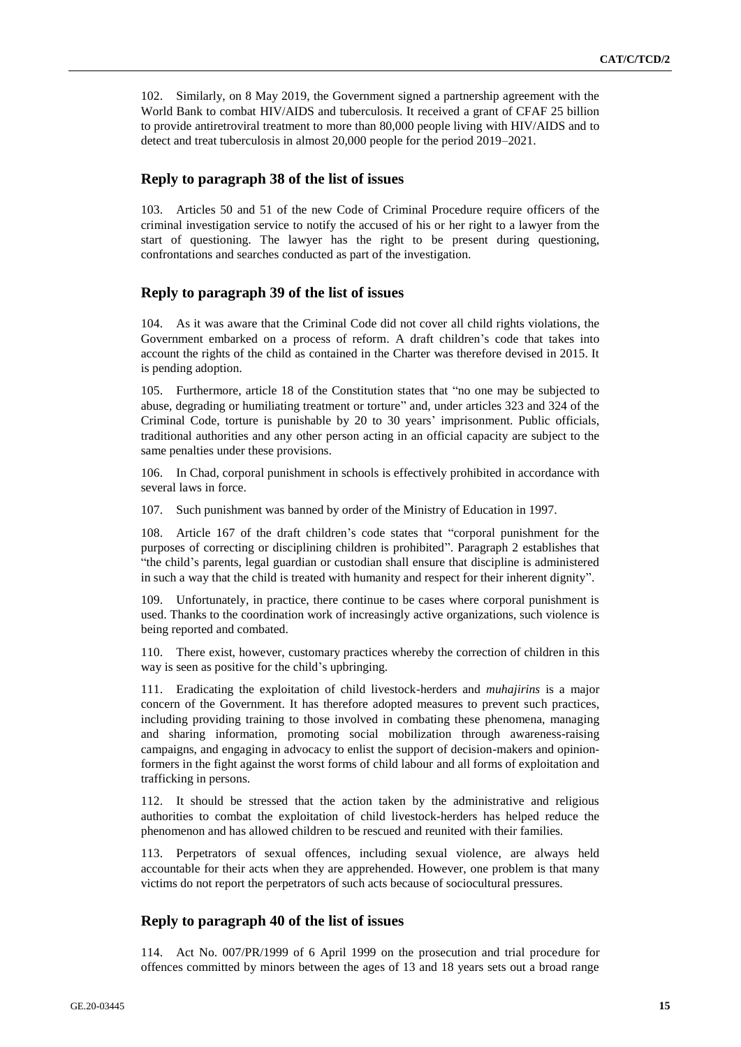102. Similarly, on 8 May 2019, the Government signed a partnership agreement with the World Bank to combat HIV/AIDS and tuberculosis. It received a grant of CFAF 25 billion to provide antiretroviral treatment to more than 80,000 people living with HIV/AIDS and to detect and treat tuberculosis in almost 20,000 people for the period 2019–2021.

## Reply to paragraph 38 of the list of issues

103. Articles 50 and 51 of the new Code of Criminal Procedure require officers of the criminal investigation service to notify the accused of his or her right to a lawyer from the start of questioning. The lawyer has the right to be present during questioning, confrontations and searches conducted as part of the investigation.

## Reply to paragraph 39 of the list of issues

104. As it was aware that the Criminal Code did not cover all child rights violations, the Government embarked on a process of reform. A draft children's code that takes into account the rights of the child as contained in the Charter was therefore devised in 2015. It is pending adoption.

105. Furthermore, article 18 of the Constitution states that "no one may be subjected to abuse, degrading or humiliating treatment or torture" and, under articles 323 and 324 of the Criminal Code, torture is punishable by 20 to 30 years' imprisonment. Public officials, traditional authorities and any other person acting in an official capacity are subject to the same penalties under these provisions.

106. In Chad, corporal punishment in schools is effectively prohibited in accordance with several laws in force.

107. Such punishment was banned by order of the Ministry of Education in 1997.

108. Article 167 of the draft children's code states that "corporal punishment for the purposes of correcting or disciplining children is prohibited". Paragraph 2 establishes that "the child's parents, legal guardian or custodian shall ensure that discipline is administered in such a way that the child is treated with humanity and respect for their inherent dignity".

109. Unfortunately, in practice, there continue to be cases where corporal punishment is used. Thanks to the coordination work of increasingly active organizations, such violence is being reported and combated.

110. There exist, however, customary practices whereby the correction of children in this way is seen as positive for the child's upbringing.

111. Eradicating the exploitation of child livestock-herders and *muhajirins* is a major concern of the Government. It has therefore adopted measures to prevent such practices, including providing training to those involved in combating these phenomena, managing and sharing information, promoting social mobilization through awareness-raising campaigns, and engaging in advocacy to enlist the support of decision-makers and opinion-formers in the fight against the worst forms of child labour and all forms of exploitation and trafficking in persons.

112. It should be stressed that the action taken by the administrative and religious authorities to combat the exploitation of child livestock-herders has helped reduce the phenomenon and has allowed children to be rescued and reunited with their families.

113. Perpetrators of sexual offences, including sexual violence, are always held accountable for their acts when they are apprehended. However, one problem is that many victims do not report the perpetrators of such acts because of sociocultural pressures.

## Reply to paragraph 40 of the list of issues

114. Act No. 007/PR/1999 of 6 April 1999 on the prosecution and trial procedure for offences committed by minors between the ages of 13 and 18 years sets out a broad range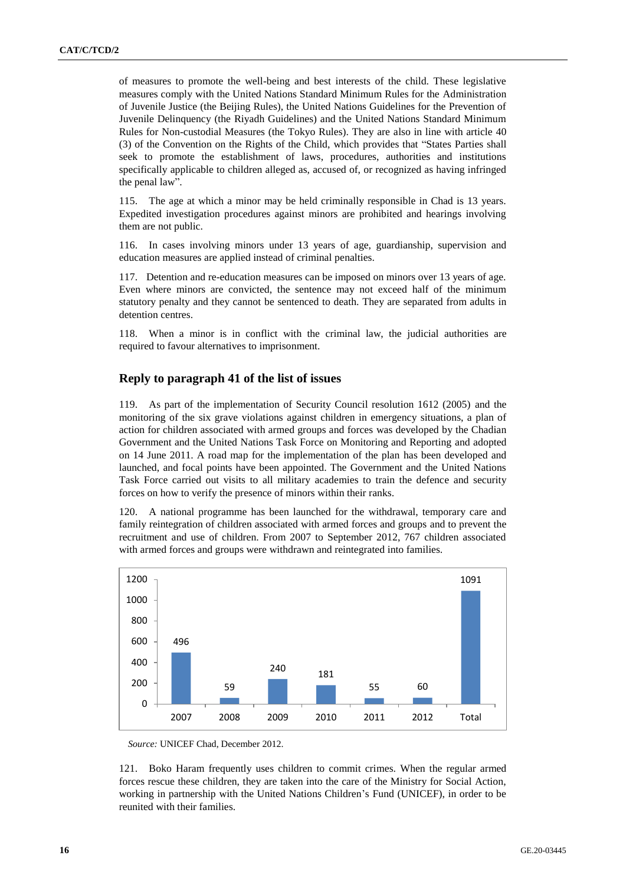of measures to promote the well-being and best interests of the child. These legislative measures comply with the United Nations Standard Minimum Rules for the Administration of Juvenile Justice (the Beijing Rules), the United Nations Guidelines for the Prevention of Juvenile Delinquency (the Riyadh Guidelines) and the United Nations Standard Minimum Rules for Non-custodial Measures (the Tokyo Rules). They are also in line with article 40 (3) of the Convention on the Rights of the Child, which provides that "States Parties shall seek to promote the establishment of laws, procedures, authorities and institutions specifically applicable to children alleged as, accused of, or recognized as having infringed the penal law".

115. The age at which a minor may be held criminally responsible in Chad is 13 years. Expedited investigation procedures against minors are prohibited and hearings involving them are not public.

116. In cases involving minors under 13 years of age, guardianship, supervision and education measures are applied instead of criminal penalties.

117. Detention and re-education measures can be imposed on minors over 13 years of age. Even where minors are convicted, the sentence may not exceed half of the minimum statutory penalty and they cannot be sentenced to death. They are separated from adults in detention centres.

118. When a minor is in conflict with the criminal law, the judicial authorities are required to favour alternatives to imprisonment.

## Reply to paragraph 41 of the list of issues

119. As part of the implementation of Security Council resolution 1612 (2005) and the monitoring of the six grave violations against children in emergency situations, a plan of action for children associated with armed groups and forces was developed by the Chadian Government and the United Nations Task Force on Monitoring and Reporting and adopted on 14 June 2011. A road map for the implementation of the plan has been developed and launched, and focal points have been appointed. The Government and the United Nations Task Force carried out visits to all military academies to train the defence and security forces on how to verify the presence of minors within their ranks.

120. A national programme has been launched for the withdrawal, temporary care and family reintegration of children associated with armed forces and groups and to prevent the recruitment and use of children. From 2007 to September 2012, 767 children associated with armed forces and groups were withdrawn and reintegrated into families.

| 2007 | 2008 | 2009 | 2010 | 2011 | 2012 | Total |
|---|---|---|---|---|---|---|
| 496 | 59 | 240 | 181 | 55 | 60 | 1091 |

*Source:* UNICEF Chad, December 2012.

121. Boko Haram frequently uses children to commit crimes. When the regular armed forces rescue these children, they are taken into the care of the Ministry for Social Action, working in partnership with the United Nations Children's Fund (UNICEF), in order to be reunited with their families.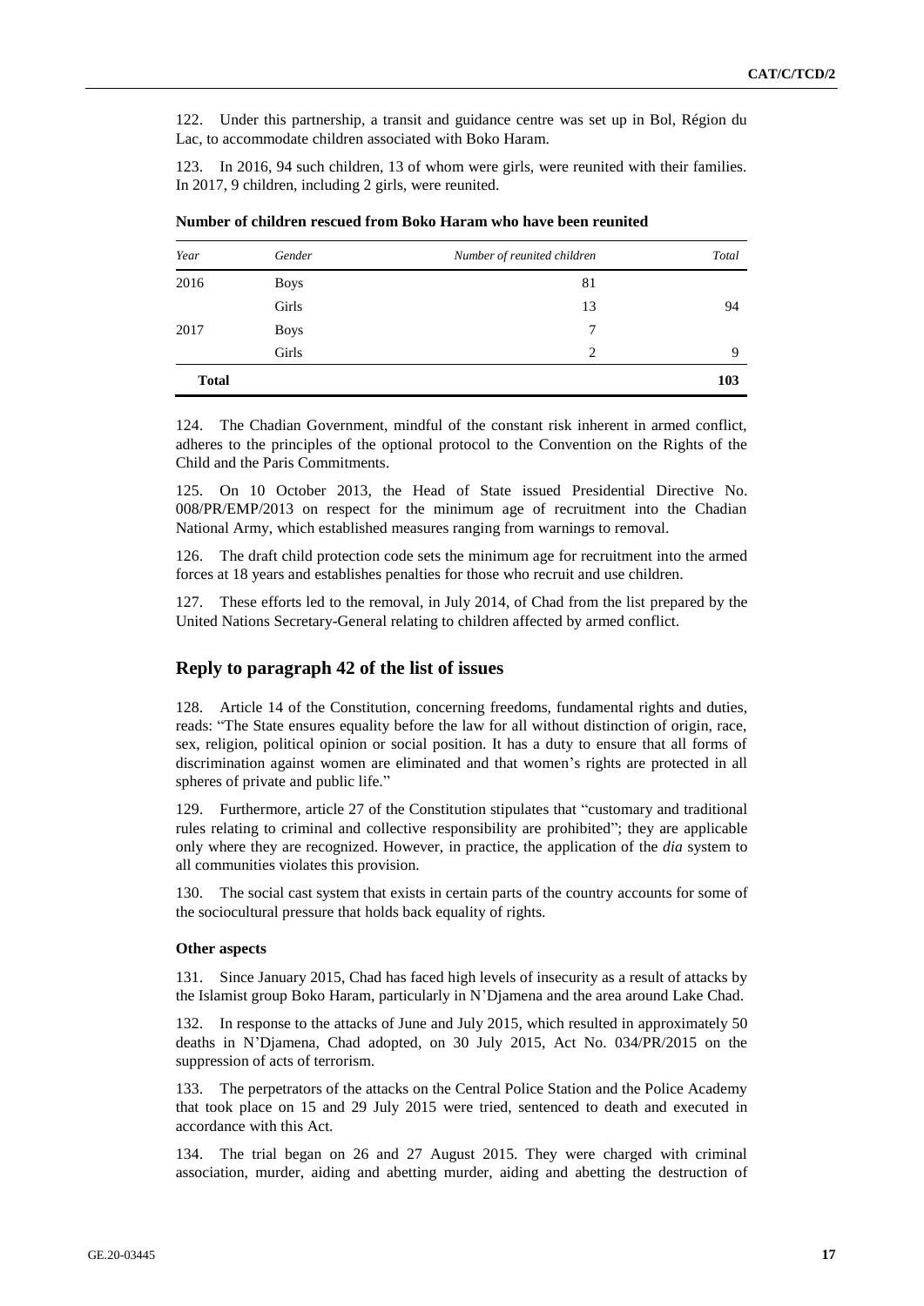122. Under this partnership, a transit and guidance centre was set up in Bol, Région du Lac, to accommodate children associated with Boko Haram.

123. In 2016, 94 such children, 13 of whom were girls, were reunited with their families. In 2017, 9 children, including 2 girls, were reunited.

**Number of children rescued from Boko Haram who have been reunited**

| *Year* | *Gender* | *Number of reunited children* | *Total* |
|---|---|---|---|
| 2016 | Boys | 81 | |
| | Girls | 13 | 94 |
| 2017 | Boys | 7 | |
| | Girls | 2 | 9 |
| **Total** | | | **103** |

124. The Chadian Government, mindful of the constant risk inherent in armed conflict, adheres to the principles of the optional protocol to the Convention on the Rights of the Child and the Paris Commitments.

125. On 10 October 2013, the Head of State issued Presidential Directive No. 008/PR/EMP/2013 on respect for the minimum age of recruitment into the Chadian National Army, which established measures ranging from warnings to removal.

126. The draft child protection code sets the minimum age for recruitment into the armed forces at 18 years and establishes penalties for those who recruit and use children.

127. These efforts led to the removal, in July 2014, of Chad from the list prepared by the United Nations Secretary-General relating to children affected by armed conflict.

## Reply to paragraph 42 of the list of issues

128. Article 14 of the Constitution, concerning freedoms, fundamental rights and duties, reads: "The State ensures equality before the law for all without distinction of origin, race, sex, religion, political opinion or social position. It has a duty to ensure that all forms of discrimination against women are eliminated and that women's rights are protected in all spheres of private and public life."

129. Furthermore, article 27 of the Constitution stipulates that "customary and traditional rules relating to criminal and collective responsibility are prohibited"; they are applicable only where they are recognized. However, in practice, the application of the *dia* system to all communities violates this provision.

130. The social cast system that exists in certain parts of the country accounts for some of the sociocultural pressure that holds back equality of rights.

#### Other aspects

131. Since January 2015, Chad has faced high levels of insecurity as a result of attacks by the Islamist group Boko Haram, particularly in N'Djamena and the area around Lake Chad.

132. In response to the attacks of June and July 2015, which resulted in approximately 50 deaths in N'Djamena, Chad adopted, on 30 July 2015, Act No. 034/PR/2015 on the suppression of acts of terrorism.

133. The perpetrators of the attacks on the Central Police Station and the Police Academy that took place on 15 and 29 July 2015 were tried, sentenced to death and executed in accordance with this Act.

134. The trial began on 26 and 27 August 2015. They were charged with criminal association, murder, aiding and abetting murder, aiding and abetting the destruction of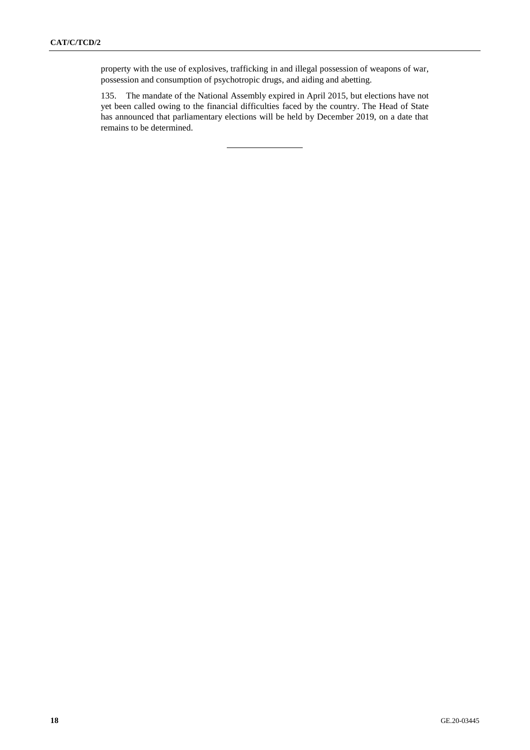property with the use of explosives, trafficking in and illegal possession of weapons of war, possession and consumption of psychotropic drugs, and aiding and abetting.

135. The mandate of the National Assembly expired in April 2015, but elections have not yet been called owing to the financial difficulties faced by the country. The Head of State has announced that parliamentary elections will be held by December 2019, on a date that remains to be determined.